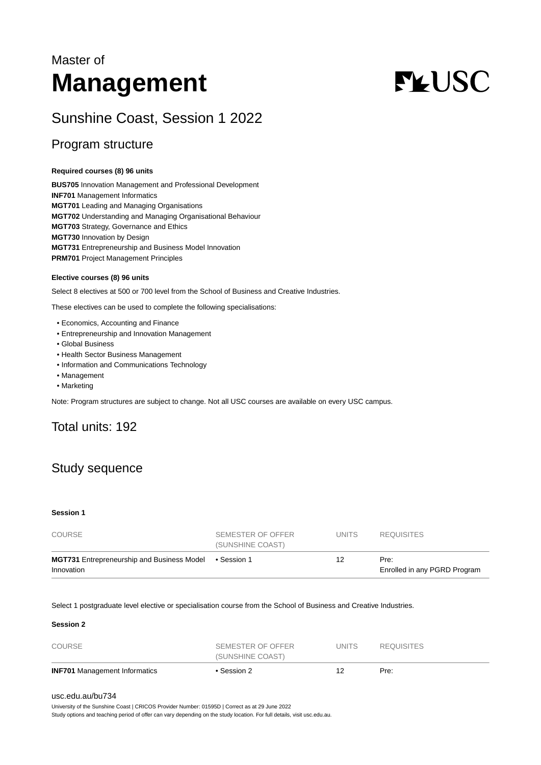Master of

# Management

## Sunshine Coast, Session 1 2022

## Program structure

**Required courses (8) 96 units**

**BUS705** Innovation Management and Professional Development
**INF701** Management Informatics
**MGT701** Leading and Managing Organisations
**MGT702** Understanding and Managing Organisational Behaviour
**MGT703** Strategy, Governance and Ethics
**MGT730** Innovation by Design
**MGT731** Entrepreneurship and Business Model Innovation
**PRM701** Project Management Principles

**Elective courses (8) 96 units**

Select 8 electives at 500 or 700 level from the School of Business and Creative Industries.

These electives can be used to complete the following specialisations:

- Economics, Accounting and Finance
- Entrepreneurship and Innovation Management
- Global Business
- Health Sector Business Management
- Information and Communications Technology
- Management
- Marketing

Note: Program structures are subject to change. Not all USC courses are available on every USC campus.

## Total units: 192

## Study sequence

**Session 1**

| COURSE | SEMESTER OF OFFER (SUNSHINE COAST) | UNITS | REQUISITES |
|---|---|---|---|
| **MGT731** Entrepreneurship and Business Model Innovation | • Session 1 | 12 | Pre: Enrolled in any PGRD Program |

Select 1 postgraduate level elective or specialisation course from the School of Business and Creative Industries.

**Session 2**

| COURSE | SEMESTER OF OFFER (SUNSHINE COAST) | UNITS | REQUISITES |
|---|---|---|---|
| **INF701** Management Informatics | • Session 2 | 12 | Pre: |

usc.edu.au/bu734

University of the Sunshine Coast | CRICOS Provider Number: 01595D | Correct as at 29 June 2022
Study options and teaching period of offer can vary depending on the study location. For full details, visit usc.edu.au.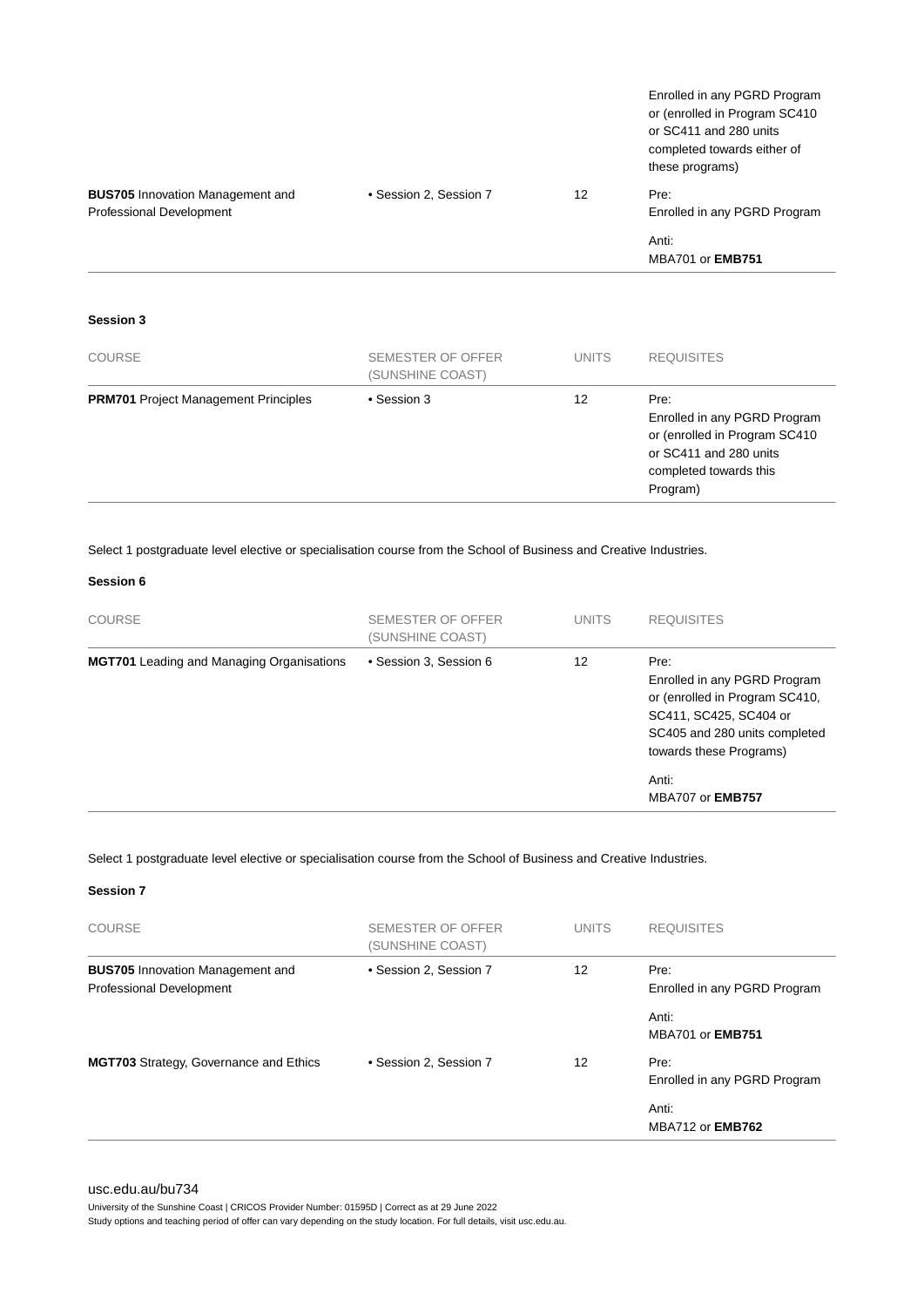| | | | Enrolled in any PGRD Program or (enrolled in Program SC410 or SC411 and 280 units completed towards either of these programs) |
|---|---|---|---|
| **BUS705** Innovation Management and Professional Development | • Session 2, Session 7 | 12 | Pre: Enrolled in any PGRD Program<br><br>Anti: MBA701 or **EMB751** |

**Session 3**

| COURSE | SEMESTER OF OFFER (SUNSHINE COAST) | UNITS | REQUISITES |
|---|---|---|---|
| **PRM701** Project Management Principles | • Session 3 | 12 | Pre: Enrolled in any PGRD Program or (enrolled in Program SC410 or SC411 and 280 units completed towards this Program) |

Select 1 postgraduate level elective or specialisation course from the School of Business and Creative Industries.

**Session 6**

| COURSE | SEMESTER OF OFFER (SUNSHINE COAST) | UNITS | REQUISITES |
|---|---|---|---|
| **MGT701** Leading and Managing Organisations | • Session 3, Session 6 | 12 | Pre: Enrolled in any PGRD Program or (enrolled in Program SC410, SC411, SC425, SC404 or SC405 and 280 units completed towards these Programs)<br><br>Anti: MBA707 or **EMB757** |

Select 1 postgraduate level elective or specialisation course from the School of Business and Creative Industries.

**Session 7**

| COURSE | SEMESTER OF OFFER (SUNSHINE COAST) | UNITS | REQUISITES |
|---|---|---|---|
| **BUS705** Innovation Management and Professional Development | • Session 2, Session 7 | 12 | Pre: Enrolled in any PGRD Program<br><br>Anti: MBA701 or **EMB751** |
| **MGT703** Strategy, Governance and Ethics | • Session 2, Session 7 | 12 | Pre: Enrolled in any PGRD Program<br><br>Anti: MBA712 or **EMB762** |

usc.edu.au/bu734

University of the Sunshine Coast | CRICOS Provider Number: 01595D | Correct as at 29 June 2022
Study options and teaching period of offer can vary depending on the study location. For full details, visit usc.edu.au.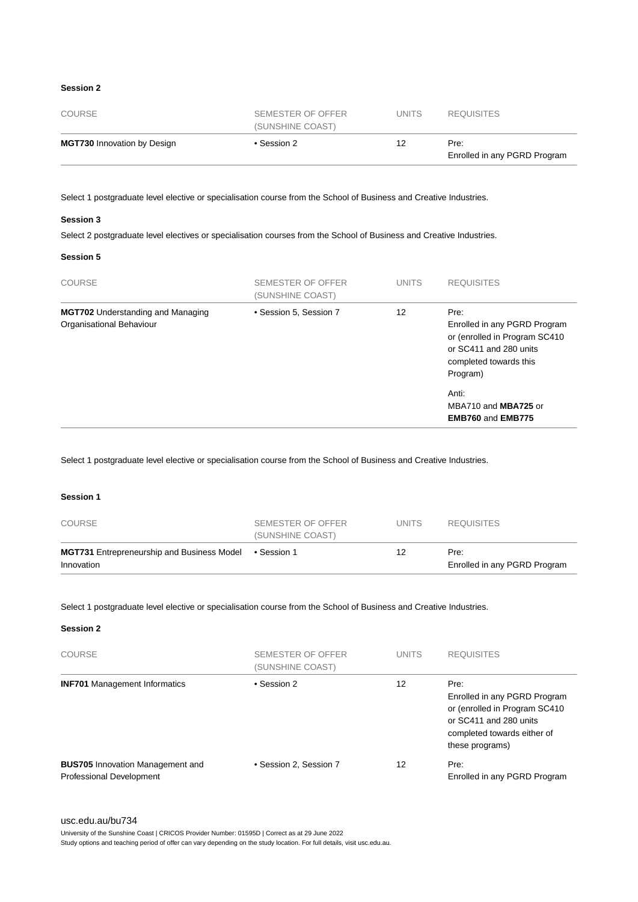#### Session 2

| COURSE | SEMESTER OF OFFER (SUNSHINE COAST) | UNITS | REQUISITES |
| --- | --- | --- | --- |
| **MGT730** Innovation by Design | • Session 2 | 12 | Pre: Enrolled in any PGRD Program |

Select 1 postgraduate level elective or specialisation course from the School of Business and Creative Industries.

#### Session 3

Select 2 postgraduate level electives or specialisation courses from the School of Business and Creative Industries.

#### Session 5

| COURSE | SEMESTER OF OFFER (SUNSHINE COAST) | UNITS | REQUISITES |
| --- | --- | --- | --- |
| **MGT702** Understanding and Managing Organisational Behaviour | • Session 5, Session 7 | 12 | Pre: Enrolled in any PGRD Program or (enrolled in Program SC410 or SC411 and 280 units completed towards this Program)<br><br>Anti: MBA710 and **MBA725** or **EMB760** and **EMB775** |

Select 1 postgraduate level elective or specialisation course from the School of Business and Creative Industries.

#### Session 1

| COURSE | SEMESTER OF OFFER (SUNSHINE COAST) | UNITS | REQUISITES |
| --- | --- | --- | --- |
| **MGT731** Entrepreneurship and Business Model Innovation | • Session 1 | 12 | Pre: Enrolled in any PGRD Program |

Select 1 postgraduate level elective or specialisation course from the School of Business and Creative Industries.

#### Session 2

| COURSE | SEMESTER OF OFFER (SUNSHINE COAST) | UNITS | REQUISITES |
| --- | --- | --- | --- |
| **INF701** Management Informatics | • Session 2 | 12 | Pre: Enrolled in any PGRD Program or (enrolled in Program SC410 or SC411 and 280 units completed towards either of these programs) |
| **BUS705** Innovation Management and Professional Development | • Session 2, Session 7 | 12 | Pre: Enrolled in any PGRD Program |

usc.edu.au/bu734

University of the Sunshine Coast | CRICOS Provider Number: 01595D | Correct as at 29 June 2022

Study options and teaching period of offer can vary depending on the study location. For full details, visit usc.edu.au.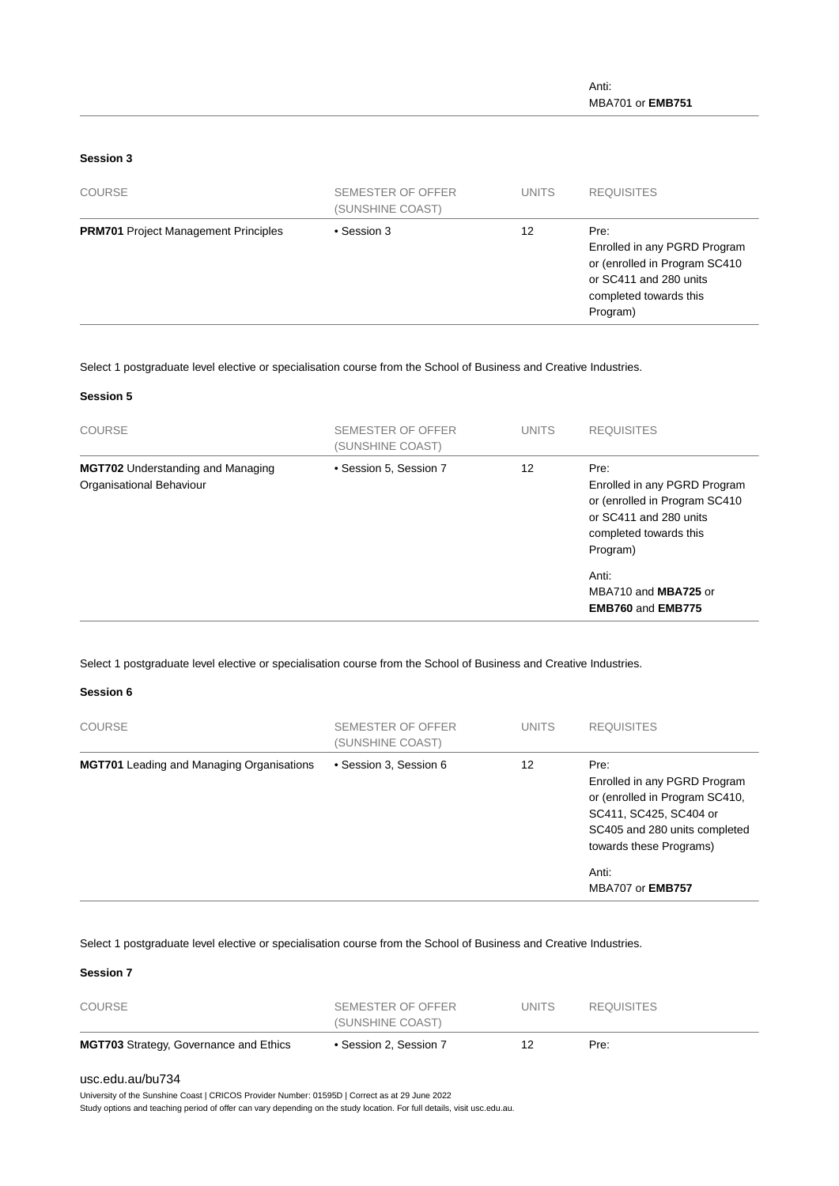| | | | Anti:<br>MBA701 or **EMB751** |
|---|---|---|---|

**Session 3**

| COURSE | SEMESTER OF OFFER (SUNSHINE COAST) | UNITS | REQUISITES |
|---|---|---|---|
| **PRM701** Project Management Principles | • Session 3 | 12 | Pre:<br>Enrolled in any PGRD Program or (enrolled in Program SC410 or SC411 and 280 units completed towards this Program) |

Select 1 postgraduate level elective or specialisation course from the School of Business and Creative Industries.

**Session 5**

| COURSE | SEMESTER OF OFFER (SUNSHINE COAST) | UNITS | REQUISITES |
|---|---|---|---|
| **MGT702** Understanding and Managing Organisational Behaviour | • Session 5, Session 7 | 12 | Pre:<br>Enrolled in any PGRD Program or (enrolled in Program SC410 or SC411 and 280 units completed towards this Program)<br><br>Anti:<br>MBA710 and **MBA725** or **EMB760** and **EMB775** |

Select 1 postgraduate level elective or specialisation course from the School of Business and Creative Industries.

**Session 6**

| COURSE | SEMESTER OF OFFER (SUNSHINE COAST) | UNITS | REQUISITES |
|---|---|---|---|
| **MGT701** Leading and Managing Organisations | • Session 3, Session 6 | 12 | Pre:<br>Enrolled in any PGRD Program or (enrolled in Program SC410, SC411, SC425, SC404 or SC405 and 280 units completed towards these Programs)<br><br>Anti:<br>MBA707 or **EMB757** |

Select 1 postgraduate level elective or specialisation course from the School of Business and Creative Industries.

**Session 7**

| COURSE | SEMESTER OF OFFER (SUNSHINE COAST) | UNITS | REQUISITES |
|---|---|---|---|
| **MGT703** Strategy, Governance and Ethics | • Session 2, Session 7 | 12 | Pre: |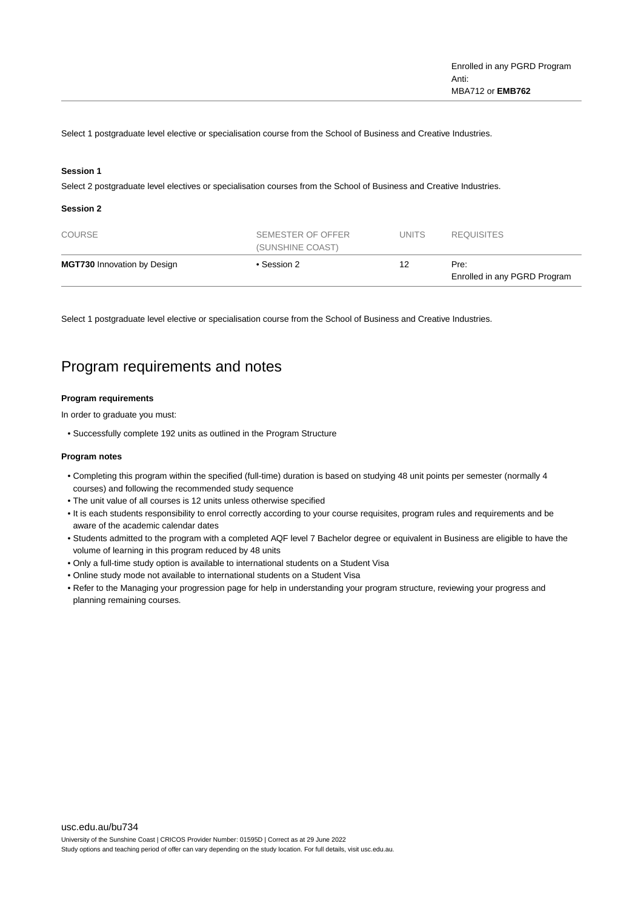| | | | |
|---|---|---|---|
| | | | Enrolled in any PGRD Program<br>Anti:<br>MBA712 or **EMB762** |

Select 1 postgraduate level elective or specialisation course from the School of Business and Creative Industries.

**Session 1**

Select 2 postgraduate level electives or specialisation courses from the School of Business and Creative Industries.

**Session 2**

| COURSE | SEMESTER OF OFFER (SUNSHINE COAST) | UNITS | REQUISITES |
|---|---|---|---|
| **MGT730** Innovation by Design | • Session 2 | 12 | Pre:<br>Enrolled in any PGRD Program |

Select 1 postgraduate level elective or specialisation course from the School of Business and Creative Industries.

## Program requirements and notes

**Program requirements**

In order to graduate you must:

- Successfully complete 192 units as outlined in the Program Structure

**Program notes**

- Completing this program within the specified (full-time) duration is based on studying 48 unit points per semester (normally 4 courses) and following the recommended study sequence
- The unit value of all courses is 12 units unless otherwise specified
- It is each students responsibility to enrol correctly according to your course requisites, program rules and requirements and be aware of the academic calendar dates
- Students admitted to the program with a completed AQF level 7 Bachelor degree or equivalent in Business are eligible to have the volume of learning in this program reduced by 48 units
- Only a full-time study option is available to international students on a Student Visa
- Online study mode not available to international students on a Student Visa
- Refer to the Managing your progression page for help in understanding your program structure, reviewing your progress and planning remaining courses.